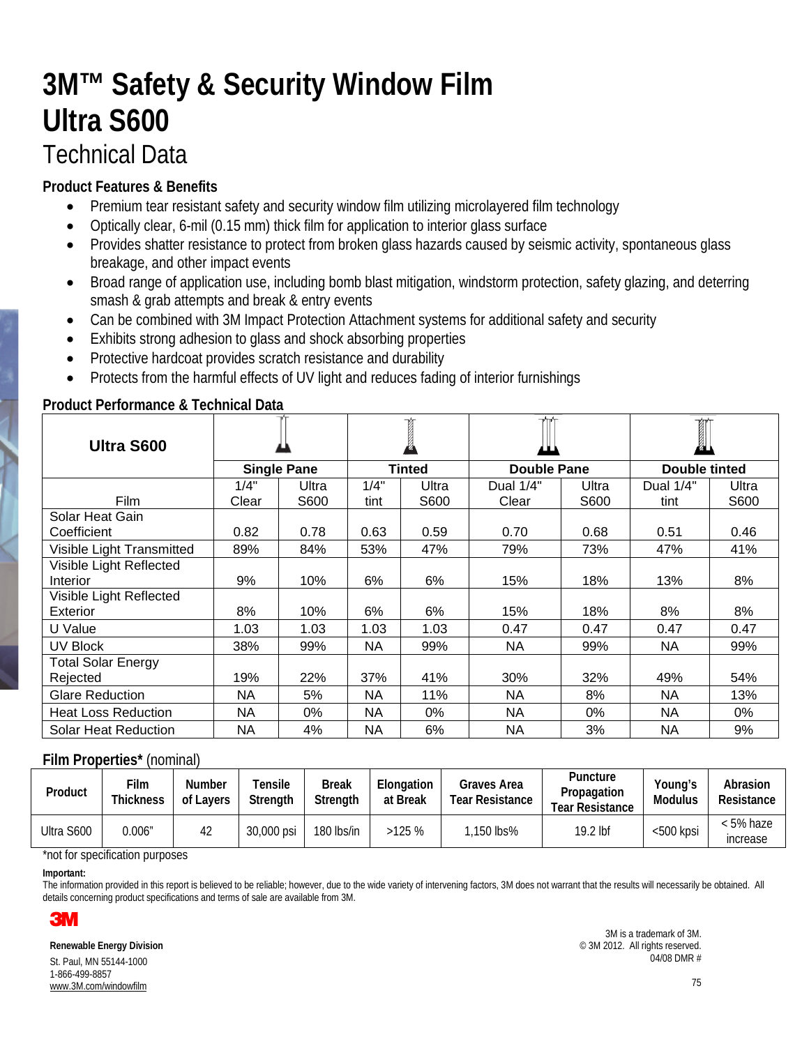# 3M™ Safety & Security Window Film Ultra S600

## Technical Data

### Product Features & Benefits

- Premium tear resistant safety and security window film utilizing microlayered film technology
- Optically clear, 6-mil (0.15 mm) thick film for application to interior glass surface
- Provides shatter resistance to protect from broken glass hazards caused by seismic activity, spontaneous glass breakage, and other impact events
- Broad range of application use, including bomb blast mitigation, windstorm protection, safety glazing, and deterring smash & grab attempts and break & entry events
- Can be combined with 3M Impact Protection Attachment systems for additional safety and security
- Exhibits strong adhesion to glass and shock absorbing properties
- Protective hardcoat provides scratch resistance and durability
- Protects from the harmful effects of UV light and reduces fading of interior furnishings

### Product Performance & Technical Data

| Ultra S600 | Single Pane | | Tinted | | Double Pane | | Double tinted | |
|---|---|---|---|---|---|---|---|---|
| Film | 1/4" Clear | Ultra S600 | 1/4" tint | Ultra S600 | Dual 1/4" Clear | Ultra S600 | Dual 1/4" tint | Ultra S600 |
| Solar Heat Gain Coefficient | 0.82 | 0.78 | 0.63 | 0.59 | 0.70 | 0.68 | 0.51 | 0.46 |
| Visible Light Transmitted | 89% | 84% | 53% | 47% | 79% | 73% | 47% | 41% |
| Visible Light Reflected Interior | 9% | 10% | 6% | 6% | 15% | 18% | 13% | 8% |
| Visible Light Reflected Exterior | 8% | 10% | 6% | 6% | 15% | 18% | 8% | 8% |
| U Value | 1.03 | 1.03 | 1.03 | 1.03 | 0.47 | 0.47 | 0.47 | 0.47 |
| UV Block | 38% | 99% | NA | 99% | NA | 99% | NA | 99% |
| Total Solar Energy Rejected | 19% | 22% | 37% | 41% | 30% | 32% | 49% | 54% |
| Glare Reduction | NA | 5% | NA | 11% | NA | 8% | NA | 13% |
| Heat Loss Reduction | NA | 0% | NA | 0% | NA | 0% | NA | 0% |
| Solar Heat Reduction | NA | 4% | NA | 6% | NA | 3% | NA | 9% |

### Film Properties* (nominal)

| Product | Film Thickness | Number of Layers | Tensile Strength | Break Strength | Elongation at Break | Graves Area Tear Resistance | Puncture Propagation Tear Resistance | Young's Modulus | Abrasion Resistance |
|---|---|---|---|---|---|---|---|---|---|
| Ultra S600 | 0.006" | 42 | 30,000 psi | 180 lbs/in | >125 % | 1,150 lbs% | 19.2 lbf | <500 kpsi | < 5% haze increase |

*not for specification purposes

**Important:**
The information provided in this report is believed to be reliable; however, due to the wide variety of intervening factors, 3M does not warrant that the results will necessarily be obtained. All details concerning product specifications and terms of sale are available from 3M.

**3M**

**Renewable Energy Division**
St. Paul, MN 55144-1000
1-866-499-8857
www.3M.com/windowfilm

3M is a trademark of 3M.
© 3M 2012. All rights reserved.
04/08 DMR #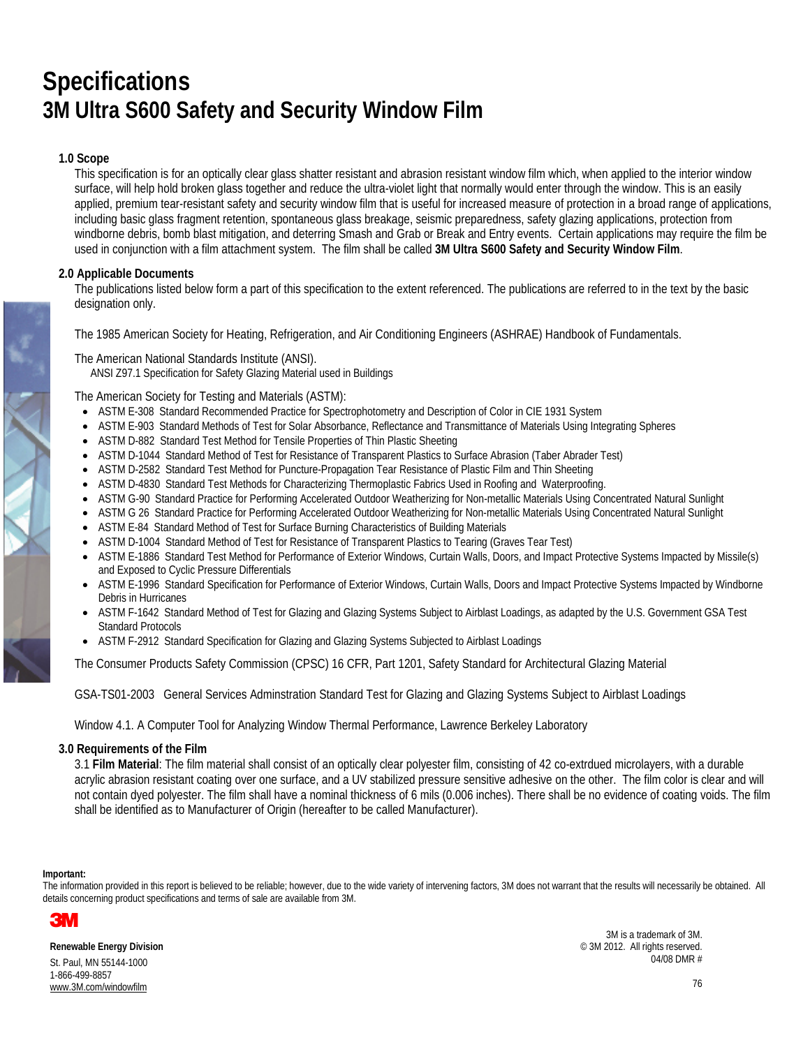# Specifications
# 3M Ultra S600 Safety and Security Window Film

### 1.0 Scope

This specification is for an optically clear glass shatter resistant and abrasion resistant window film which, when applied to the interior window surface, will help hold broken glass together and reduce the ultra-violet light that normally would enter through the window. This is an easily applied, premium tear-resistant safety and security window film that is useful for increased measure of protection in a broad range of applications, including basic glass fragment retention, spontaneous glass breakage, seismic preparedness, safety glazing applications, protection from windborne debris, bomb blast mitigation, and deterring Smash and Grab or Break and Entry events. Certain applications may require the film be used in conjunction with a film attachment system. The film shall be called **3M Ultra S600 Safety and Security Window Film**.

### 2.0 Applicable Documents

The publications listed below form a part of this specification to the extent referenced. The publications are referred to in the text by the basic designation only.

The 1985 American Society for Heating, Refrigeration, and Air Conditioning Engineers (ASHRAE) Handbook of Fundamentals.

The American National Standards Institute (ANSI).
ANSI Z97.1 Specification for Safety Glazing Material used in Buildings

The American Society for Testing and Materials (ASTM):

- ASTM E-308 Standard Recommended Practice for Spectrophotometry and Description of Color in CIE 1931 System
- ASTM E-903 Standard Methods of Test for Solar Absorbance, Reflectance and Transmittance of Materials Using Integrating Spheres
- ASTM D-882 Standard Test Method for Tensile Properties of Thin Plastic Sheeting
- ASTM D-1044 Standard Method of Test for Resistance of Transparent Plastics to Surface Abrasion (Taber Abrader Test)
- ASTM D-2582 Standard Test Method for Puncture-Propagation Tear Resistance of Plastic Film and Thin Sheeting
- ASTM D-4830 Standard Test Methods for Characterizing Thermoplastic Fabrics Used in Roofing and Waterproofing.
- ASTM G-90 Standard Practice for Performing Accelerated Outdoor Weatherizing for Non-metallic Materials Using Concentrated Natural Sunlight
- ASTM G 26 Standard Practice for Performing Accelerated Outdoor Weatherizing for Non-metallic Materials Using Concentrated Natural Sunlight
- ASTM E-84 Standard Method of Test for Surface Burning Characteristics of Building Materials
- ASTM D-1004 Standard Method of Test for Resistance of Transparent Plastics to Tearing (Graves Tear Test)
- ASTM E-1886 Standard Test Method for Performance of Exterior Windows, Curtain Walls, Doors, and Impact Protective Systems Impacted by Missile(s) and Exposed to Cyclic Pressure Differentials
- ASTM E-1996 Standard Specification for Performance of Exterior Windows, Curtain Walls, Doors and Impact Protective Systems Impacted by Windborne Debris in Hurricanes
- ASTM F-1642 Standard Method of Test for Glazing and Glazing Systems Subject to Airblast Loadings, as adapted by the U.S. Government GSA Test Standard Protocols
- ASTM F-2912 Standard Specification for Glazing and Glazing Systems Subjected to Airblast Loadings

The Consumer Products Safety Commission (CPSC) 16 CFR, Part 1201, Safety Standard for Architectural Glazing Material

GSA-TS01-2003 General Services Adminstration Standard Test for Glazing and Glazing Systems Subject to Airblast Loadings

Window 4.1. A Computer Tool for Analyzing Window Thermal Performance, Lawrence Berkeley Laboratory

### 3.0 Requirements of the Film

3.1 **Film Material**: The film material shall consist of an optically clear polyester film, consisting of 42 co-extrdued microlayers, with a durable acrylic abrasion resistant coating over one surface, and a UV stabilized pressure sensitive adhesive on the other. The film color is clear and will not contain dyed polyester. The film shall have a nominal thickness of 6 mils (0.006 inches). There shall be no evidence of coating voids. The film shall be identified as to Manufacturer of Origin (hereafter to be called Manufacturer).

**Important:**
The information provided in this report is believed to be reliable; however, due to the wide variety of intervening factors, 3M does not warrant that the results will necessarily be obtained. All details concerning product specifications and terms of sale are available from 3M.

3M

**Renewable Energy Division**
St. Paul, MN 55144-1000
1-866-499-8857
www.3M.com/windowfilm

3M is a trademark of 3M.
© 3M 2012. All rights reserved.
04/08 DMR #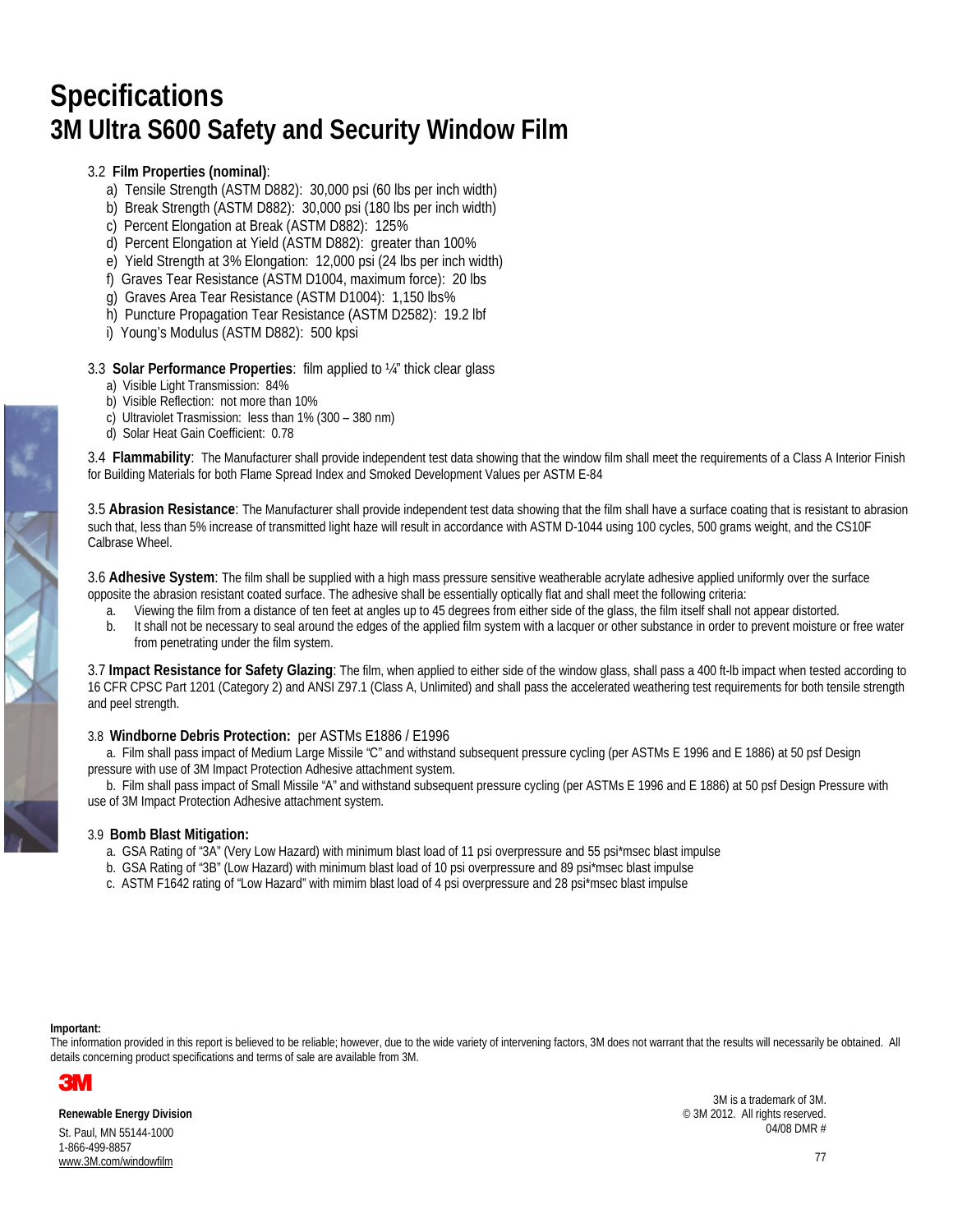# Specifications

# 3M Ultra S600 Safety and Security Window Film

3.2 **Film Properties (nominal)**:

a) Tensile Strength (ASTM D882): 30,000 psi (60 lbs per inch width)
b) Break Strength (ASTM D882): 30,000 psi (180 lbs per inch width)
c) Percent Elongation at Break (ASTM D882): 125%
d) Percent Elongation at Yield (ASTM D882): greater than 100%
e) Yield Strength at 3% Elongation: 12,000 psi (24 lbs per inch width)
f) Graves Tear Resistance (ASTM D1004, maximum force): 20 lbs
g) Graves Area Tear Resistance (ASTM D1004): 1,150 lbs%
h) Puncture Propagation Tear Resistance (ASTM D2582): 19.2 lbf
i) Young's Modulus (ASTM D882): 500 kpsi

3.3 **Solar Performance Properties**: film applied to ¼" thick clear glass

a) Visible Light Transmission: 84%
b) Visible Reflection: not more than 10%
c) Ultraviolet Trasmission: less than 1% (300 – 380 nm)
d) Solar Heat Gain Coefficient: 0.78

3.4 **Flammability**: The Manufacturer shall provide independent test data showing that the window film shall meet the requirements of a Class A Interior Finish for Building Materials for both Flame Spread Index and Smoked Development Values per ASTM E-84

3.5 **Abrasion Resistance**: The Manufacturer shall provide independent test data showing that the film shall have a surface coating that is resistant to abrasion such that, less than 5% increase of transmitted light haze will result in accordance with ASTM D-1044 using 100 cycles, 500 grams weight, and the CS10F Calbrase Wheel.

3.6 **Adhesive System**: The film shall be supplied with a high mass pressure sensitive weatherable acrylate adhesive applied uniformly over the surface opposite the abrasion resistant coated surface. The adhesive shall be essentially optically flat and shall meet the following criteria:

a. Viewing the film from a distance of ten feet at angles up to 45 degrees from either side of the glass, the film itself shall not appear distorted.
b. It shall not be necessary to seal around the edges of the applied film system with a lacquer or other substance in order to prevent moisture or free water from penetrating under the film system.

3.7 **Impact Resistance for Safety Glazing**: The film, when applied to either side of the window glass, shall pass a 400 ft-lb impact when tested according to 16 CFR CPSC Part 1201 (Category 2) and ANSI Z97.1 (Class A, Unlimited) and shall pass the accelerated weathering test requirements for both tensile strength and peel strength.

3.8 **Windborne Debris Protection:** per ASTMs E1886 / E1996

a. Film shall pass impact of Medium Large Missile "C" and withstand subsequent pressure cycling (per ASTMs E 1996 and E 1886) at 50 psf Design pressure with use of 3M Impact Protection Adhesive attachment system.

b. Film shall pass impact of Small Missile "A" and withstand subsequent pressure cycling (per ASTMs E 1996 and E 1886) at 50 psf Design Pressure with use of 3M Impact Protection Adhesive attachment system.

3.9 **Bomb Blast Mitigation:**

a. GSA Rating of "3A" (Very Low Hazard) with minimum blast load of 11 psi overpressure and 55 psi*msec blast impulse
b. GSA Rating of "3B" (Low Hazard) with minimum blast load of 10 psi overpressure and 89 psi*msec blast impulse
c. ASTM F1642 rating of "Low Hazard" with mimim blast load of 4 psi overpressure and 28 psi*msec blast impulse

**Important:**
The information provided in this report is believed to be reliable; however, due to the wide variety of intervening factors, 3M does not warrant that the results will necessarily be obtained. All details concerning product specifications and terms of sale are available from 3M.

3M

**Renewable Energy Division**
St. Paul, MN 55144-1000
1-866-499-8857
www.3M.com/windowfilm

3M is a trademark of 3M.
© 3M 2012. All rights reserved.
04/08 DMR #